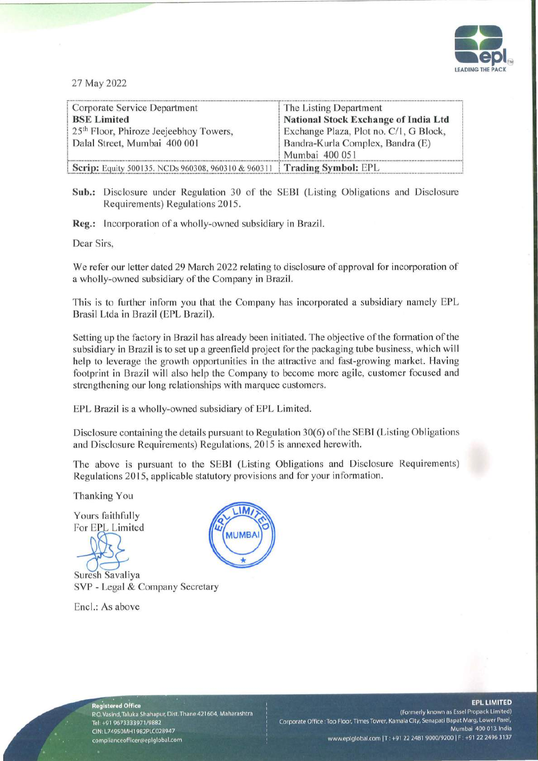27 May 2022

| Corporate Service Department<br>**BSE Limited**<br>25th Floor, Phiroze Jeejeebhoy Towers,<br>Dalal Street, Mumbai 400 001 | The Listing Department<br>**National Stock Exchange of India Ltd**<br>Exchange Plaza, Plot no. C/1, G Block,<br>Bandra-Kurla Complex, Bandra (E)<br>Mumbai 400 051 |
|---|---|
| **Scrip:** Equity 500135, NCDs 960308, 960310 & 960311 | **Trading Symbol:** EPL |

**Sub.:** Disclosure under Regulation 30 of the SEBI (Listing Obligations and Disclosure Requirements) Regulations 2015.

**Reg.:** Incorporation of a wholly-owned subsidiary in Brazil.

Dear Sirs,

We refer our letter dated 29 March 2022 relating to disclosure of approval for incorporation of a wholly-owned subsidiary of the Company in Brazil.

This is to further inform you that the Company has incorporated a subsidiary namely EPL Brasil Ltda in Brazil (EPL Brazil).

Setting up the factory in Brazil has already been initiated. The objective of the formation of the subsidiary in Brazil is to set up a greenfield project for the packaging tube business, which will help to leverage the growth opportunities in the attractive and fast-growing market. Having footprint in Brazil will also help the Company to become more agile, customer focused and strengthening our long relationships with marquee customers.

EPL Brazil is a wholly-owned subsidiary of EPL Limited.

Disclosure containing the details pursuant to Regulation 30(6) of the SEBI (Listing Obligations and Disclosure Requirements) Regulations, 2015 is annexed herewith.

The above is pursuant to the SEBI (Listing Obligations and Disclosure Requirements) Regulations 2015, applicable statutory provisions and for your information.

Thanking You

Yours faithfully
For EPL Limited

Suresh Savaliya
SVP - Legal & Company Secretary

Encl.: As above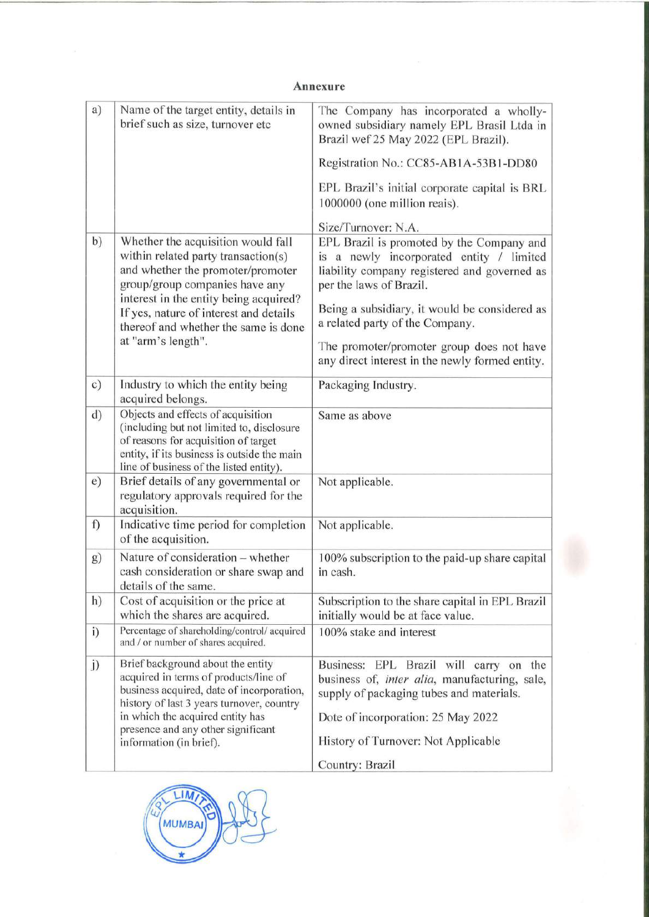# Annexure

| | | |
|---|---|---|
| a) | Name of the target entity, details in brief such as size, turnover etc | The Company has incorporated a wholly-owned subsidiary namely EPL Brasil Ltda in Brazil wef 25 May 2022 (EPL Brazil).<br><br>Registration No.: CC85-AB1A-53B1-DD80<br><br>EPL Brazil's initial corporate capital is BRL 1000000 (one million reais).<br><br>Size/Turnover: N.A. |
| b) | Whether the acquisition would fall within related party transaction(s) and whether the promoter/promoter group/group companies have any interest in the entity being acquired? If yes, nature of interest and details thereof and whether the same is done at "arm's length". | EPL Brazil is promoted by the Company and is a newly incorporated entity / limited liability company registered and governed as per the laws of Brazil.<br><br>Being a subsidiary, it would be considered as a related party of the Company.<br><br>The promoter/promoter group does not have any direct interest in the newly formed entity. |
| c) | Industry to which the entity being acquired belongs. | Packaging Industry. |
| d) | Objects and effects of acquisition (including but not limited to, disclosure of reasons for acquisition of target entity, if its business is outside the main line of business of the listed entity). | Same as above |
| e) | Brief details of any governmental or regulatory approvals required for the acquisition. | Not applicable. |
| f) | Indicative time period for completion of the acquisition. | Not applicable. |
| g) | Nature of consideration – whether cash consideration or share swap and details of the same. | 100% subscription to the paid-up share capital in cash. |
| h) | Cost of acquisition or the price at which the shares are acquired. | Subscription to the share capital in EPL Brazil initially would be at face value. |
| i) | Percentage of shareholding/control/ acquired and / or number of shares acquired. | 100% stake and interest |
| j) | Brief background about the entity acquired in terms of products/line of business acquired, date of incorporation, history of last 3 years turnover, country in which the acquired entity has presence and any other significant information (in brief). | Business: EPL Brazil will carry on the business of, *inter alia*, manufacturing, sale, supply of packaging tubes and materials.<br><br>Dote of incorporation: 25 May 2022<br><br>History of Turnover: Not Applicable<br><br>Country: Brazil |

EPL LIMITED MUMBAI